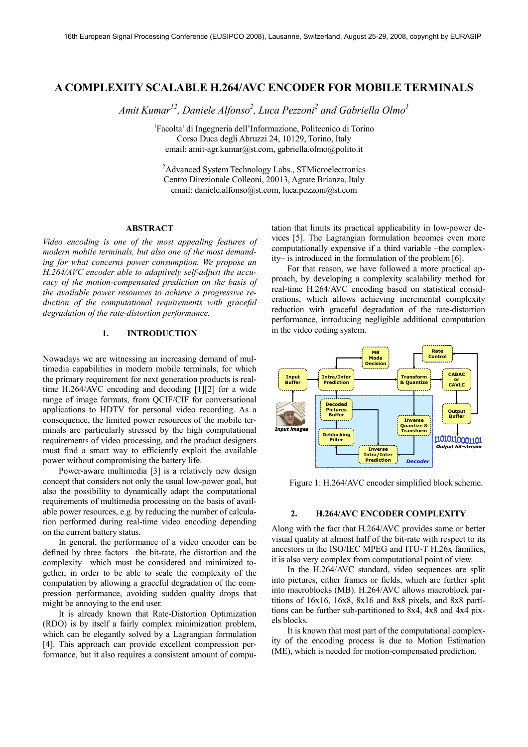# A COMPLEXITY SCALABLE H.264/AVC ENCODER FOR MOBILE TERMINALS

*Amit Kumar[12], Daniele Alfonso[2], Luca Pezzoni[2] and Gabriella Olmo[1]*

[1]Facolta' di Ingegneria dell'Informazione, Politecnico di Torino
Corso Duca degli Abruzzi 24, 10129, Torino, Italy
email: amit-agr.kumar@st.com, gabriella.olmo@polito.it

[2]Advanced System Technology Labs., STMicroelectronics
Centro Direzionale Colleoni, 20013, Agrate Brianza, Italy
email: daniele.alfonso@st.com, luca.pezzoni@st.com

## ABSTRACT

*Video encoding is one of the most appealing features of modern mobile terminals, but also one of the most demanding for what concerns power consumption. We propose an H.264/AVC encoder able to adaptively self-adjust the accuracy of the motion-compensated prediction on the basis of the available power resources to achieve a progressive reduction of the computational requirements with graceful degradation of the rate-distortion performance.*

## 1. INTRODUCTION

Nowadays we are witnessing an increasing demand of multimedia capabilities in modern mobile terminals, for which the primary requirement for next generation products is real-time H.264/AVC encoding and decoding [1][2] for a wide range of image formats, from QCIF/CIF for conversational applications to HDTV for personal video recording. As a consequence, the limited power resources of the mobile terminals are particularly stressed by the high computational requirements of video processing, and the product designers must find a smart way to efficiently exploit the available power without compromising the battery life.

Power-aware multimedia [3] is a relatively new design concept that considers not only the usual low-power goal, but also the possibility to dynamically adapt the computational requirements of multimedia processing on the basis of available power resources, e.g. by reducing the number of calculation performed during real-time video encoding depending on the current battery status.

In general, the performance of a video encoder can be defined by three factors –the bit-rate, the distortion and the complexity– which must be considered and minimized together, in order to be able to scale the complexity of the computation by allowing a graceful degradation of the compression performance, avoiding sudden quality drops that might be annoying to the end user.

It is already known that Rate-Distortion Optimization (RDO) is by itself a fairly complex minimization problem, which can be elegantly solved by a Lagrangian formulation [4]. This approach can provide excellent compression performance, but it also requires a consistent amount of computation that limits its practical applicability in low-power devices [5]. The Lagrangian formulation becomes even more computationally expensive if a third variable –the complexity– is introduced in the formulation of the problem [6].

For that reason, we have followed a more practical approach, by developing a complexity scalability method for real-time H.264/AVC encoding based on statistical considerations, which allows achieving incremental complexity reduction with graceful degradation of the rate-distortion performance, introducing negligible additional computation in the video coding system.

Figure 1: H.264/AVC encoder simplified block scheme.

## 2. H.264/AVC ENCODER COMPLEXITY

Along with the fact that H.264/AVC provides same or better visual quality at almost half of the bit-rate with respect to its ancestors in the ISO/IEC MPEG and ITU-T H.26x families, it is also very complex from computational point of view.

In the H.264/AVC standard, video sequences are split into pictures, either frames or fields, which are further split into macroblocks (MB). H.264/AVC allows macroblock partitions of 16x16, 16x8, 8x16 and 8x8 pixels, and 8x8 partitions can be further sub-partitioned to 8x4, 4x8 and 4x4 pixels blocks.

It is known that most part of the computational complexity of the encoding process is due to Motion Estimation (ME), which is needed for motion-compensated prediction.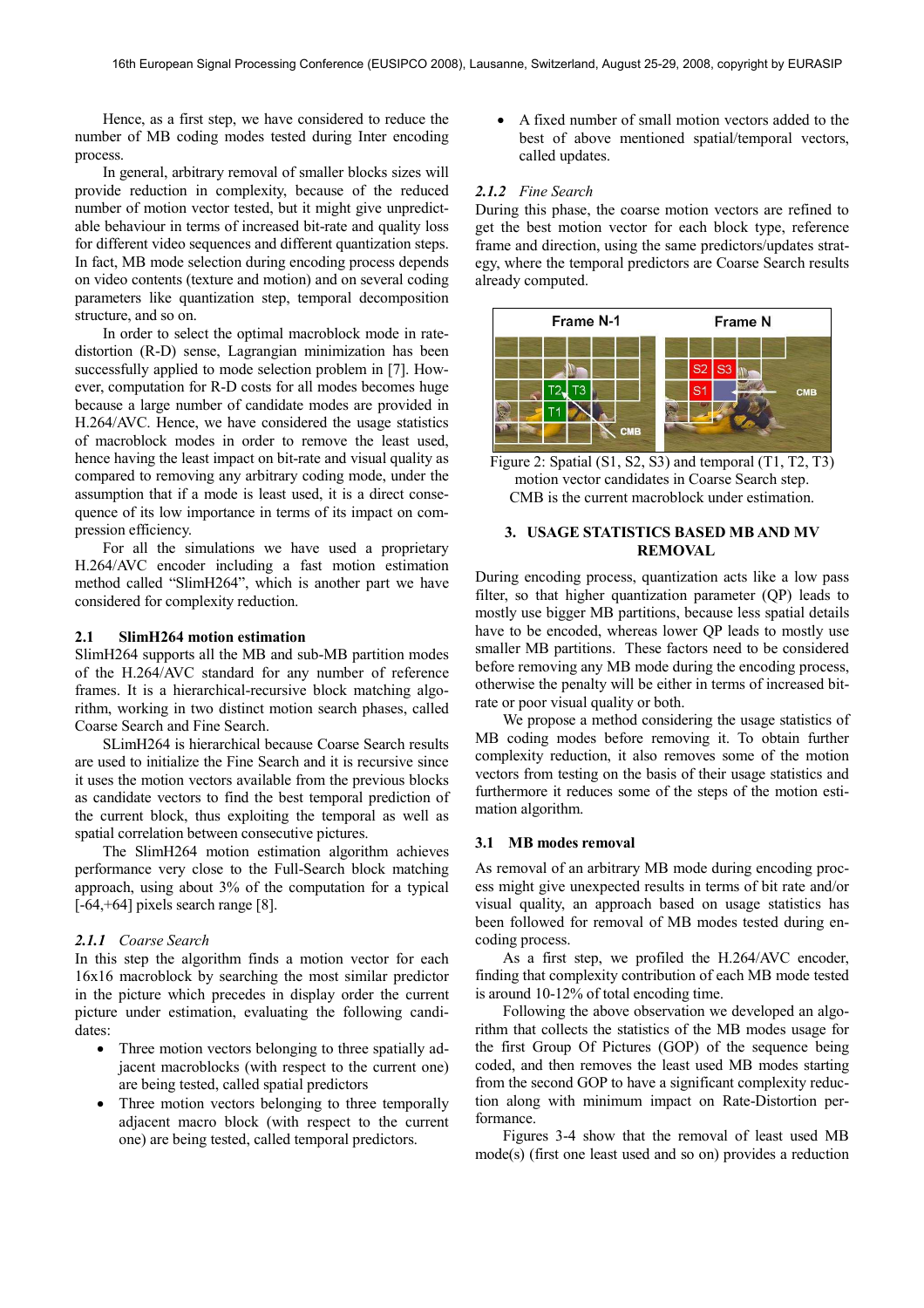Hence, as a first step, we have considered to reduce the number of MB coding modes tested during Inter encoding process.

In general, arbitrary removal of smaller blocks sizes will provide reduction in complexity, because of the reduced number of motion vector tested, but it might give unpredictable behaviour in terms of increased bit-rate and quality loss for different video sequences and different quantization steps. In fact, MB mode selection during encoding process depends on video contents (texture and motion) and on several coding parameters like quantization step, temporal decomposition structure, and so on.

In order to select the optimal macroblock mode in rate-distortion (R-D) sense, Lagrangian minimization has been successfully applied to mode selection problem in [7]. However, computation for R-D costs for all modes becomes huge because a large number of candidate modes are provided in H.264/AVC. Hence, we have considered the usage statistics of macroblock modes in order to remove the least used, hence having the least impact on bit-rate and visual quality as compared to removing any arbitrary coding mode, under the assumption that if a mode is least used, it is a direct consequence of its low importance in terms of its impact on compression efficiency.

For all the simulations we have used a proprietary H.264/AVC encoder including a fast motion estimation method called "SlimH264", which is another part we have considered for complexity reduction.

## 2.1 SlimH264 motion estimation

SlimH264 supports all the MB and sub-MB partition modes of the H.264/AVC standard for any number of reference frames. It is a hierarchical-recursive block matching algorithm, working in two distinct motion search phases, called Coarse Search and Fine Search.

SLimH264 is hierarchical because Coarse Search results are used to initialize the Fine Search and it is recursive since it uses the motion vectors available from the previous blocks as candidate vectors to find the best temporal prediction of the current block, thus exploiting the temporal as well as spatial correlation between consecutive pictures.

The SlimH264 motion estimation algorithm achieves performance very close to the Full-Search block matching approach, using about 3% of the computation for a typical [-64,+64] pixels search range [8].

### *2.1.1 Coarse Search*

In this step the algorithm finds a motion vector for each 16x16 macroblock by searching the most similar predictor in the picture which precedes in display order the current picture under estimation, evaluating the following candidates:

- Three motion vectors belonging to three spatially adjacent macroblocks (with respect to the current one) are being tested, called spatial predictors
- Three motion vectors belonging to three temporally adjacent macro block (with respect to the current one) are being tested, called temporal predictors.
- A fixed number of small motion vectors added to the best of above mentioned spatial/temporal vectors, called updates.

### *2.1.2 Fine Search*

During this phase, the coarse motion vectors are refined to get the best motion vector for each block type, reference frame and direction, using the same predictors/updates strategy, where the temporal predictors are Coarse Search results already computed.

Figure 2: Spatial (S1, S2, S3) and temporal (T1, T2, T3) motion vector candidates in Coarse Search step. CMB is the current macroblock under estimation.

## 3. USAGE STATISTICS BASED MB AND MV REMOVAL

During encoding process, quantization acts like a low pass filter, so that higher quantization parameter (QP) leads to mostly use bigger MB partitions, because less spatial details have to be encoded, whereas lower QP leads to mostly use smaller MB partitions. These factors need to be considered before removing any MB mode during the encoding process, otherwise the penalty will be either in terms of increased bit-rate or poor visual quality or both.

We propose a method considering the usage statistics of MB coding modes before removing it. To obtain further complexity reduction, it also removes some of the motion vectors from testing on the basis of their usage statistics and furthermore it reduces some of the steps of the motion estimation algorithm.

## 3.1 MB modes removal

As removal of an arbitrary MB mode during encoding process might give unexpected results in terms of bit rate and/or visual quality, an approach based on usage statistics has been followed for removal of MB modes tested during encoding process.

As a first step, we profiled the H.264/AVC encoder, finding that complexity contribution of each MB mode tested is around 10-12% of total encoding time.

Following the above observation we developed an algorithm that collects the statistics of the MB modes usage for the first Group Of Pictures (GOP) of the sequence being coded, and then removes the least used MB modes starting from the second GOP to have a significant complexity reduction along with minimum impact on Rate-Distortion performance.

Figures 3-4 show that the removal of least used MB mode(s) (first one least used and so on) provides a reduction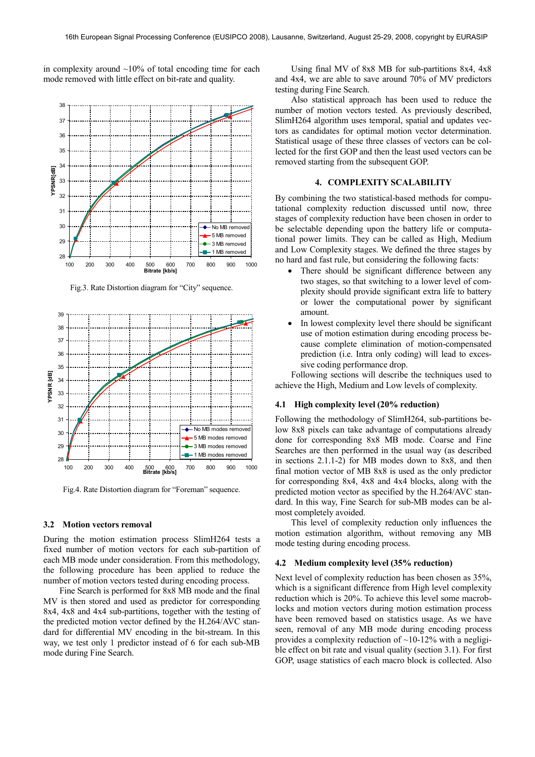in complexity around ~10% of total encoding time for each mode removed with little effect on bit-rate and quality.

Fig.3. Rate Distortion diagram for "City" sequence.

Fig.4. Rate Distortion diagram for "Foreman" sequence.

### 3.2 Motion vectors removal

During the motion estimation process SlimH264 tests a fixed number of motion vectors for each sub-partition of each MB mode under consideration. From this methodology, the following procedure has been applied to reduce the number of motion vectors tested during encoding process.

Fine Search is performed for 8x8 MB mode and the final MV is then stored and used as predictor for corresponding 8x4, 4x8 and 4x4 sub-partitions, together with the testing of the predicted motion vector defined by the H.264/AVC standard for differential MV encoding in the bit-stream. In this way, we test only 1 predictor instead of 6 for each sub-MB mode during Fine Search.

Using final MV of 8x8 MB for sub-partitions 8x4, 4x8 and 4x4, we are able to save around 70% of MV predictors testing during Fine Search.

Also statistical approach has been used to reduce the number of motion vectors tested. As previously described, SlimH264 algorithm uses temporal, spatial and updates vectors as candidates for optimal motion vector determination. Statistical usage of these three classes of vectors can be collected for the first GOP and then the least used vectors can be removed starting from the subsequent GOP.

## 4. COMPLEXITY SCALABILITY

By combining the two statistical-based methods for computational complexity reduction discussed until now, three stages of complexity reduction have been chosen in order to be selectable depending upon the battery life or computational power limits. They can be called as High, Medium and Low Complexity stages. We defined the three stages by no hard and fast rule, but considering the following facts:

- There should be significant difference between any two stages, so that switching to a lower level of complexity should provide significant extra life to battery or lower the computational power by significant amount.
- In lowest complexity level there should be significant use of motion estimation during encoding process because complete elimination of motion-compensated prediction (i.e. Intra only coding) will lead to excessive coding performance drop.

Following sections will describe the techniques used to achieve the High, Medium and Low levels of complexity.

### 4.1 High complexity level (20% reduction)

Following the methodology of SlimH264, sub-partitions below 8x8 pixels can take advantage of computations already done for corresponding 8x8 MB mode. Coarse and Fine Searches are then performed in the usual way (as described in sections 2.1.1-2) for MB modes down to 8x8, and then final motion vector of MB 8x8 is used as the only predictor for corresponding 8x4, 4x8 and 4x4 blocks, along with the predicted motion vector as specified by the H.264/AVC standard. In this way, Fine Search for sub-MB modes can be almost completely avoided.

This level of complexity reduction only influences the motion estimation algorithm, without removing any MB mode testing during encoding process.

### 4.2 Medium complexity level (35% reduction)

Next level of complexity reduction has been chosen as 35%, which is a significant difference from High level complexity reduction which is 20%. To achieve this level some macroblocks and motion vectors during motion estimation process have been removed based on statistics usage. As we have seen, removal of any MB mode during encoding process provides a complexity reduction of ~10-12% with a negligible effect on bit rate and visual quality (section 3.1). For first GOP, usage statistics of each macro block is collected. Also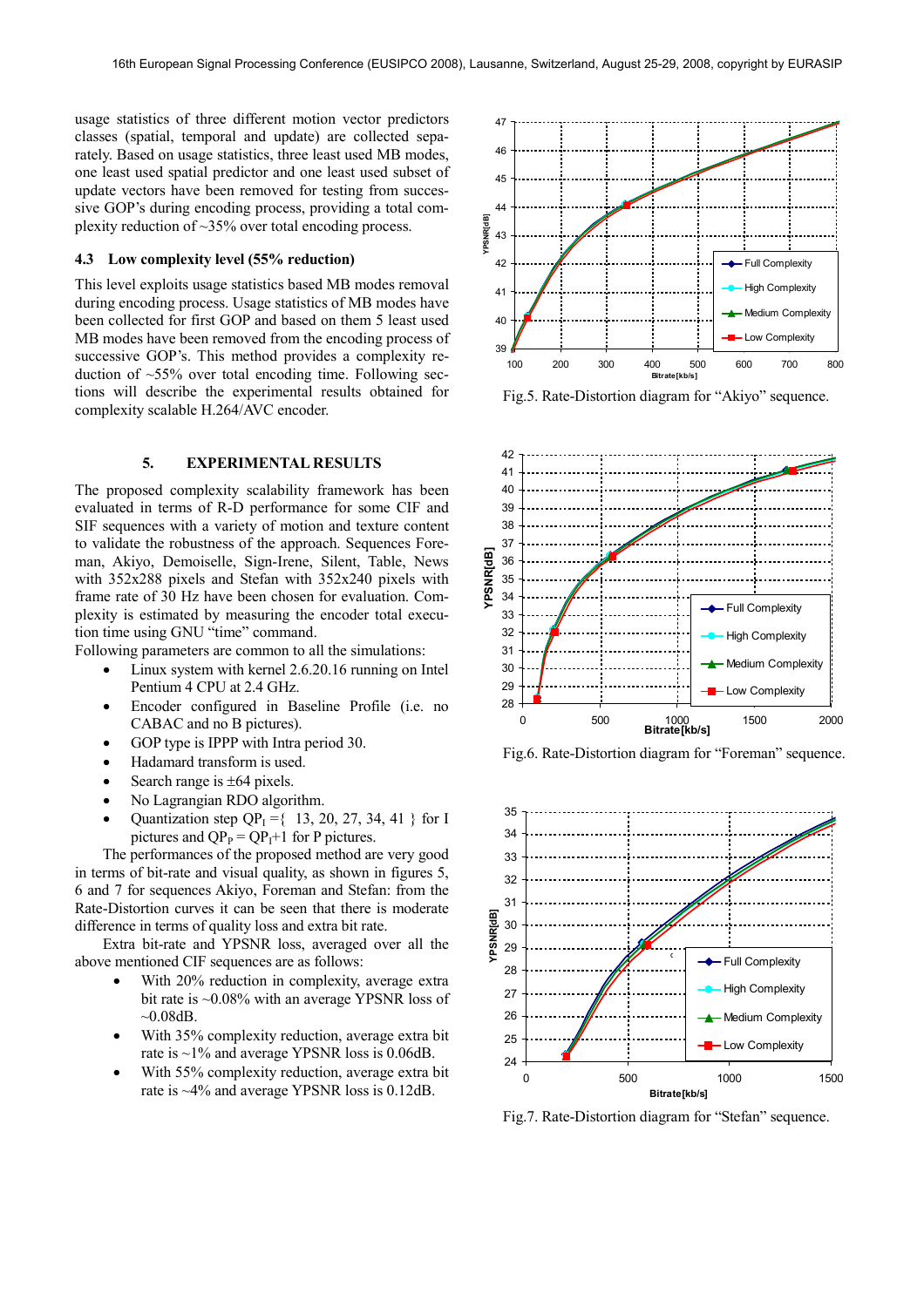usage statistics of three different motion vector predictors classes (spatial, temporal and update) are collected separately. Based on usage statistics, three least used MB modes, one least used spatial predictor and one least used subset of update vectors have been removed for testing from successive GOP's during encoding process, providing a total complexity reduction of ~35% over total encoding process.

### 4.3 Low complexity level (55% reduction)

This level exploits usage statistics based MB modes removal during encoding process. Usage statistics of MB modes have been collected for first GOP and based on them 5 least used MB modes have been removed from the encoding process of successive GOP's. This method provides a complexity reduction of ~55% over total encoding time. Following sections will describe the experimental results obtained for complexity scalable H.264/AVC encoder.

## 5. EXPERIMENTAL RESULTS

The proposed complexity scalability framework has been evaluated in terms of R-D performance for some CIF and SIF sequences with a variety of motion and texture content to validate the robustness of the approach. Sequences Foreman, Akiyo, Demoiselle, Sign-Irene, Silent, Table, News with 352x288 pixels and Stefan with 352x240 pixels with frame rate of 30 Hz have been chosen for evaluation. Complexity is estimated by measuring the encoder total execution time using GNU "time" command.

Following parameters are common to all the simulations:

- Linux system with kernel 2.6.20.16 running on Intel Pentium 4 CPU at 2.4 GHz.
- Encoder configured in Baseline Profile (i.e. no CABAC and no B pictures).
- GOP type is IPPP with Intra period 30.
- Hadamard transform is used.
- Search range is ±64 pixels.
- No Lagrangian RDO algorithm.
- Quantization step $QP_I = \{ 13, 20, 27, 34, 41 \}$ for I pictures and $QP_P = QP_I+1$ for P pictures.

The performances of the proposed method are very good in terms of bit-rate and visual quality, as shown in figures 5, 6 and 7 for sequences Akiyo, Foreman and Stefan: from the Rate-Distortion curves it can be seen that there is moderate difference in terms of quality loss and extra bit rate.

Extra bit-rate and YPSNR loss, averaged over all the above mentioned CIF sequences are as follows:

- With 20% reduction in complexity, average extra bit rate is ~0.08% with an average YPSNR loss of ~0.08dB.
- With 35% complexity reduction, average extra bit rate is ~1% and average YPSNR loss is 0.06dB.
- With 55% complexity reduction, average extra bit rate is ~4% and average YPSNR loss is 0.12dB.

Fig.5. Rate-Distortion diagram for "Akiyo" sequence.

Fig.6. Rate-Distortion diagram for "Foreman" sequence.

Fig.7. Rate-Distortion diagram for "Stefan" sequence.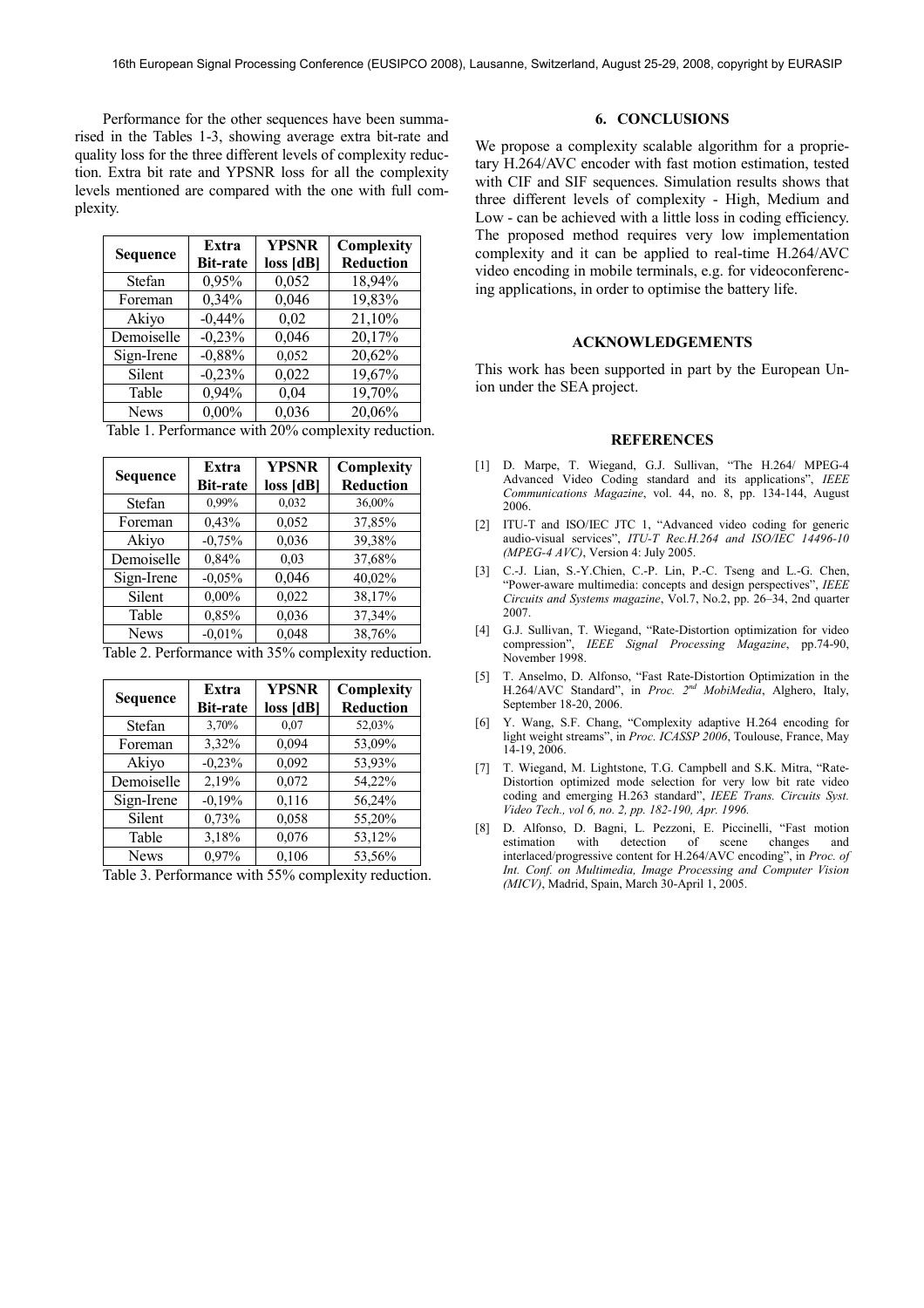Performance for the other sequences have been summarised in the Tables 1-3, showing average extra bit-rate and quality loss for the three different levels of complexity reduction. Extra bit rate and YPSNR loss for all the complexity levels mentioned are compared with the one with full complexity.

| Sequence | Extra Bit-rate | YPSNR loss [dB] | Complexity Reduction |
|---|---|---|---|
| Stefan | 0,95% | 0,052 | 18,94% |
| Foreman | 0,34% | 0,046 | 19,83% |
| Akiyo | -0,44% | 0,02 | 21,10% |
| Demoiselle | -0,23% | 0,046 | 20,17% |
| Sign-Irene | -0,88% | 0,052 | 20,62% |
| Silent | -0,23% | 0,022 | 19,67% |
| Table | 0,94% | 0,04 | 19,70% |
| News | 0,00% | 0,036 | 20,06% |

Table 1. Performance with 20% complexity reduction.

| Sequence | Extra Bit-rate | YPSNR loss [dB] | Complexity Reduction |
|---|---|---|---|
| Stefan | 0,99% | 0,032 | 36,00% |
| Foreman | 0,43% | 0,052 | 37,85% |
| Akiyo | -0,75% | 0,036 | 39,38% |
| Demoiselle | 0,84% | 0,03 | 37,68% |
| Sign-Irene | -0,05% | 0,046 | 40,02% |
| Silent | 0,00% | 0,022 | 38,17% |
| Table | 0,85% | 0,036 | 37,34% |
| News | -0,01% | 0,048 | 38,76% |

Table 2. Performance with 35% complexity reduction.

| Sequence | Extra Bit-rate | YPSNR loss [dB] | Complexity Reduction |
|---|---|---|---|
| Stefan | 3,70% | 0,07 | 52,03% |
| Foreman | 3,32% | 0,094 | 53,09% |
| Akiyo | -0,23% | 0,092 | 53,93% |
| Demoiselle | 2,19% | 0,072 | 54,22% |
| Sign-Irene | -0,19% | 0,116 | 56,24% |
| Silent | 0,73% | 0,058 | 55,20% |
| Table | 3,18% | 0,076 | 53,12% |
| News | 0,97% | 0,106 | 53,56% |

Table 3. Performance with 55% complexity reduction.

## 6. CONCLUSIONS

We propose a complexity scalable algorithm for a proprietary H.264/AVC encoder with fast motion estimation, tested with CIF and SIF sequences. Simulation results shows that three different levels of complexity - High, Medium and Low - can be achieved with a little loss in coding efficiency. The proposed method requires very low implementation complexity and it can be applied to real-time H.264/AVC video encoding in mobile terminals, e.g. for videoconferencing applications, in order to optimise the battery life.

## ACKNOWLEDGEMENTS

This work has been supported in part by the European Union under the SEA project.

## REFERENCES

[1] D. Marpe, T. Wiegand, G.J. Sullivan, "The H.264/ MPEG-4 Advanced Video Coding standard and its applications", *IEEE Communications Magazine*, vol. 44, no. 8, pp. 134-144, August 2006.

[2] ITU-T and ISO/IEC JTC 1, "Advanced video coding for generic audio-visual services", *ITU-T Rec.H.264 and ISO/IEC 14496-10 (MPEG-4 AVC)*, Version 4: July 2005.

[3] C.-J. Lian, S.-Y.Chien, C.-P. Lin, P.-C. Tseng and L.-G. Chen, "Power-aware multimedia: concepts and design perspectives", *IEEE Circuits and Systems magazine*, Vol.7, No.2, pp. 26–34, 2nd quarter 2007.

[4] G.J. Sullivan, T. Wiegand, "Rate-Distortion optimization for video compression", *IEEE Signal Processing Magazine*, pp.74-90, November 1998.

[5] T. Anselmo, D. Alfonso, "Fast Rate-Distortion Optimization in the H.264/AVC Standard", in *Proc. 2nd MobiMedia*, Alghero, Italy, September 18-20, 2006.

[6] Y. Wang, S.F. Chang, "Complexity adaptive H.264 encoding for light weight streams", in *Proc. ICASSP 2006*, Toulouse, France, May 14-19, 2006.

[7] T. Wiegand, M. Lightstone, T.G. Campbell and S.K. Mitra, "Rate-Distortion optimized mode selection for very low bit rate video coding and emerging H.263 standard", *IEEE Trans. Circuits Syst. Video Tech., vol 6, no. 2, pp. 182-190, Apr. 1996.*

[8] D. Alfonso, D. Bagni, L. Pezzoni, E. Piccinelli, "Fast motion estimation with detection of scene changes and interlaced/progressive content for H.264/AVC encoding", in *Proc. of Int. Conf. on Multimedia, Image Processing and Computer Vision (MICV)*, Madrid, Spain, March 30-April 1, 2005.